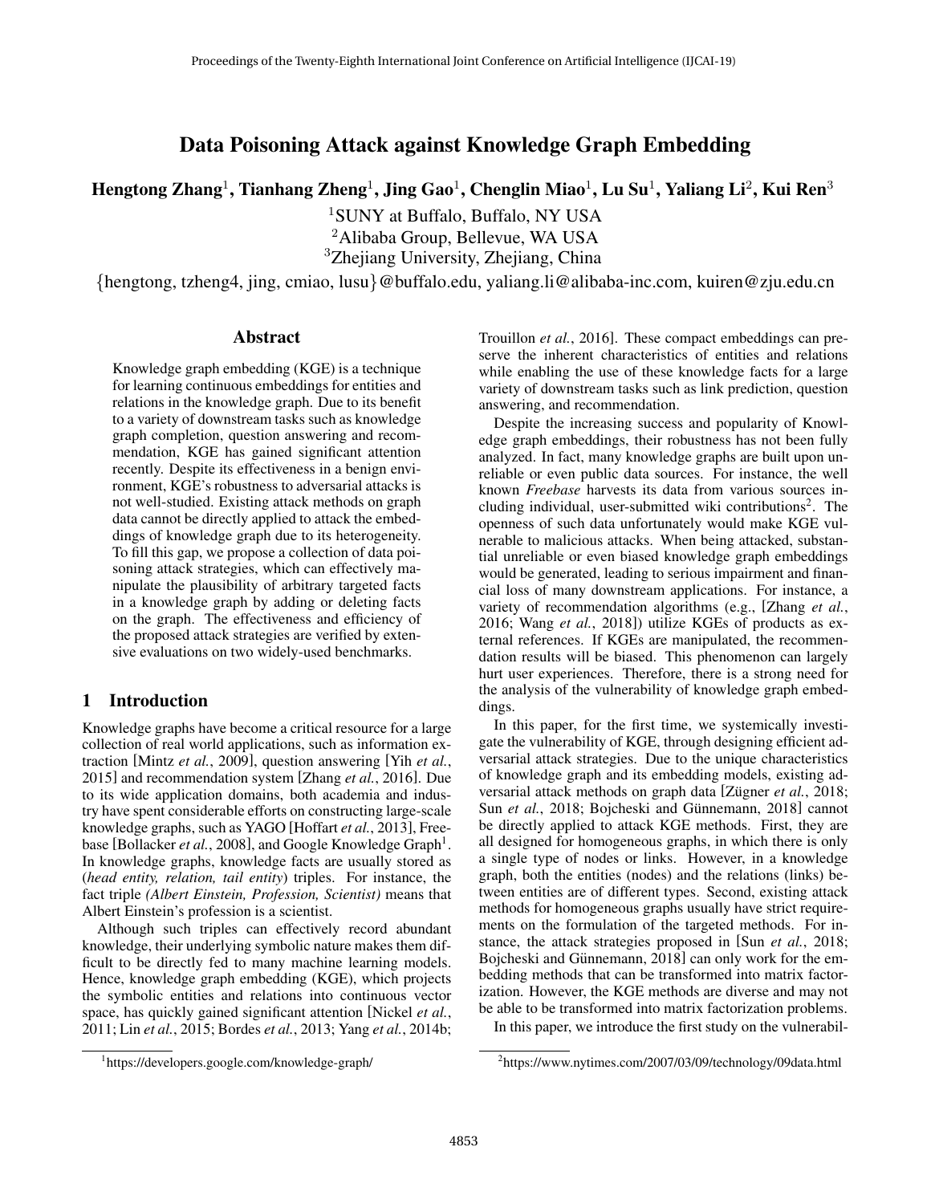# Data Poisoning Attack against Knowledge Graph Embedding

**Hengtong Zhang[1], Tianhang Zheng[1], Jing Gao[1], Chenglin Miao[1], Lu Su[1], Yaliang Li[2], Kui Ren[3]**

[1]SUNY at Buffalo, Buffalo, NY USA
[2]Alibaba Group, Bellevue, WA USA
[3]Zhejiang University, Zhejiang, China

{hengtong, tzheng4, jing, cmiao, lusu}@buffalo.edu, yaliang.li@alibaba-inc.com, kuiren@zju.edu.cn

## Abstract

Knowledge graph embedding (KGE) is a technique for learning continuous embeddings for entities and relations in the knowledge graph. Due to its benefit to a variety of downstream tasks such as knowledge graph completion, question answering and recommendation, KGE has gained significant attention recently. Despite its effectiveness in a benign environment, KGE's robustness to adversarial attacks is not well-studied. Existing attack methods on graph data cannot be directly applied to attack the embeddings of knowledge graph due to its heterogeneity. To fill this gap, we propose a collection of data poisoning attack strategies, which can effectively manipulate the plausibility of arbitrary targeted facts in a knowledge graph by adding or deleting facts on the graph. The effectiveness and efficiency of the proposed attack strategies are verified by extensive evaluations on two widely-used benchmarks.

## 1 Introduction

Knowledge graphs have become a critical resource for a large collection of real world applications, such as information extraction [Mintz *et al.*, 2009], question answering [Yih *et al.*, 2015] and recommendation system [Zhang *et al.*, 2016]. Due to its wide application domains, both academia and industry have spent considerable efforts on constructing large-scale knowledge graphs, such as YAGO [Hoffart *et al.*, 2013], Freebase [Bollacker *et al.*, 2008], and Google Knowledge Graph[1]. In knowledge graphs, knowledge facts are usually stored as (*head entity, relation, tail entity*) triples. For instance, the fact triple *(Albert Einstein, Profession, Scientist)* means that Albert Einstein's profession is a scientist.

Although such triples can effectively record abundant knowledge, their underlying symbolic nature makes them difficult to be directly fed to many machine learning models. Hence, knowledge graph embedding (KGE), which projects the symbolic entities and relations into continuous vector space, has quickly gained significant attention [Nickel *et al.*, 2011; Lin *et al.*, 2015; Bordes *et al.*, 2013; Yang *et al.*, 2014b; Trouillon *et al.*, 2016]. These compact embeddings can preserve the inherent characteristics of entities and relations while enabling the use of these knowledge facts for a large variety of downstream tasks such as link prediction, question answering, and recommendation.

Despite the increasing success and popularity of Knowledge graph embeddings, their robustness has not been fully analyzed. In fact, many knowledge graphs are built upon unreliable or even public data sources. For instance, the well known *Freebase* harvests its data from various sources including individual, user-submitted wiki contributions[2]. The openness of such data unfortunately would make KGE vulnerable to malicious attacks. When being attacked, substantial unreliable or even biased knowledge graph embeddings would be generated, leading to serious impairment and financial loss of many downstream applications. For instance, a variety of recommendation algorithms (e.g., [Zhang *et al.*, 2016; Wang *et al.*, 2018]) utilize KGEs of products as external references. If KGEs are manipulated, the recommendation results will be biased. This phenomenon can largely hurt user experiences. Therefore, there is a strong need for the analysis of the vulnerability of knowledge graph embeddings.

In this paper, for the first time, we systemically investigate the vulnerability of KGE, through designing efficient adversarial attack strategies. Due to the unique characteristics of knowledge graph and its embedding models, existing adversarial attack methods on graph data [Zügner *et al.*, 2018; Sun *et al.*, 2018; Bojcheski and Günnemann, 2018] cannot be directly applied to attack KGE methods. First, they are all designed for homogeneous graphs, in which there is only a single type of nodes or links. However, in a knowledge graph, both the entities (nodes) and the relations (links) between entities are of different types. Second, existing attack methods for homogeneous graphs usually have strict requirements on the formulation of the targeted methods. For instance, the attack strategies proposed in [Sun *et al.*, 2018; Bojcheski and Günnemann, 2018] can only work for the embedding methods that can be transformed into matrix factorization. However, the KGE methods are diverse and may not be able to be transformed into matrix factorization problems.

In this paper, we introduce the first study on the vulnerabil-

[1]https://developers.google.com/knowledge-graph/

[2]https://www.nytimes.com/2007/03/09/technology/09data.html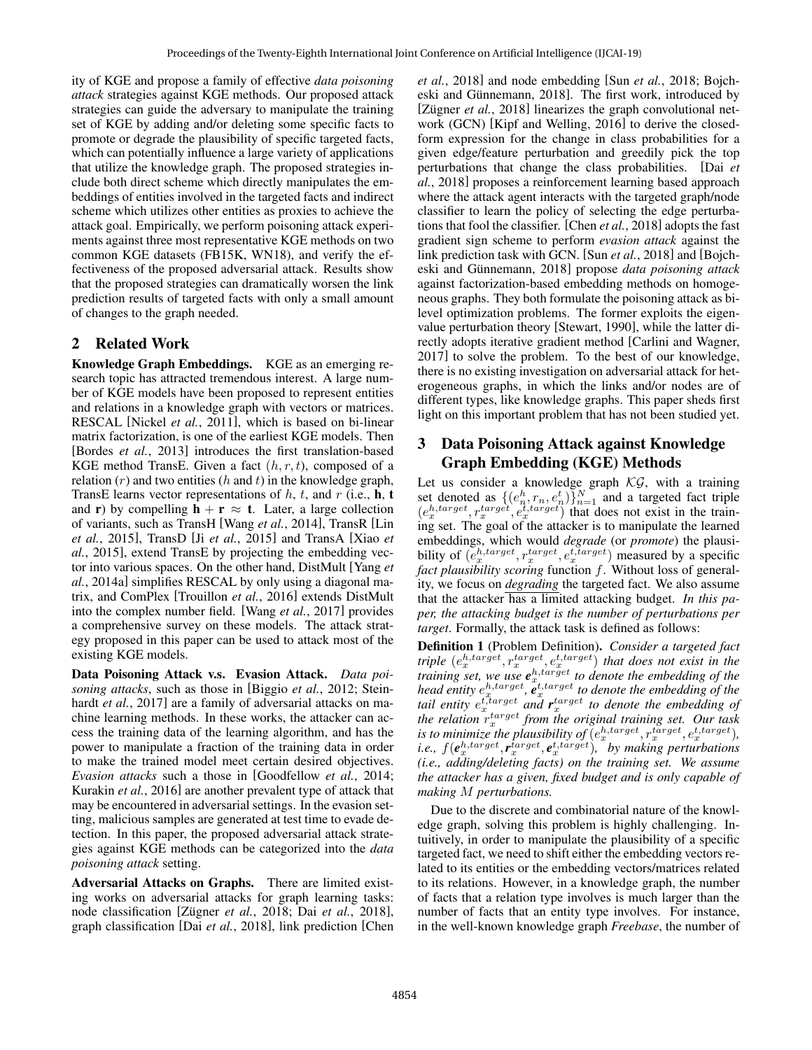ity of KGE and propose a family of effective *data poisoning attack* strategies against KGE methods. Our proposed attack strategies can guide the adversary to manipulate the training set of KGE by adding and/or deleting some specific facts to promote or degrade the plausibility of specific targeted facts, which can potentially influence a large variety of applications that utilize the knowledge graph. The proposed strategies include both direct scheme which directly manipulates the embeddings of entities involved in the targeted facts and indirect scheme which utilizes other entities as proxies to achieve the attack goal. Empirically, we perform poisoning attack experiments against three most representative KGE methods on two common KGE datasets (FB15K, WN18), and verify the effectiveness of the proposed adversarial attack. Results show that the proposed strategies can dramatically worsen the link prediction results of targeted facts with only a small amount of changes to the graph needed.

## 2 Related Work

**Knowledge Graph Embeddings.** KGE as an emerging research topic has attracted tremendous interest. A large number of KGE models have been proposed to represent entities and relations in a knowledge graph with vectors or matrices. RESCAL [Nickel *et al.*, 2011], which is based on bi-linear matrix factorization, is one of the earliest KGE models. Then [Bordes *et al.*, 2013] introduces the first translation-based KGE method TransE. Given a fact $(h, r, t)$, composed of a relation $(r)$ and two entities ($h$ and $t$) in the knowledge graph, TransE learns vector representations of $h$, $t$, and $r$ (i.e., $\mathbf{h}$, $\mathbf{t}$ and $\mathbf{r}$) by compelling $\mathbf{h} + \mathbf{r} \approx \mathbf{t}$. Later, a large collection of variants, such as TransH [Wang *et al.*, 2014], TransR [Lin *et al.*, 2015], TransD [Ji *et al.*, 2015] and TransA [Xiao *et al.*, 2015], extend TransE by projecting the embedding vector into various spaces. On the other hand, DistMult [Yang *et al.*, 2014a] simplifies RESCAL by only using a diagonal matrix, and ComPlex [Trouillon *et al.*, 2016] extends DistMult into the complex number field. [Wang *et al.*, 2017] provides a comprehensive survey on these models. The attack strategy proposed in this paper can be used to attack most of the existing KGE models.

**Data Poisoning Attack v.s. Evasion Attack.** *Data poisoning attacks*, such as those in [Biggio *et al.*, 2012; Steinhardt *et al.*, 2017] are a family of adversarial attacks on machine learning methods. In these works, the attacker can access the training data of the learning algorithm, and has the power to manipulate a fraction of the training data in order to make the trained model meet certain desired objectives. *Evasion attacks* such a those in [Goodfellow *et al.*, 2014; Kurakin *et al.*, 2016] are another prevalent type of attack that may be encountered in adversarial settings. In the evasion setting, malicious samples are generated at test time to evade detection. In this paper, the proposed adversarial attack strategies against KGE methods can be categorized into the *data poisoning attack* setting.

**Adversarial Attacks on Graphs.** There are limited existing works on adversarial attacks for graph learning tasks: node classification [Zügner *et al.*, 2018; Dai *et al.*, 2018], graph classification [Dai *et al.*, 2018], link prediction [Chen *et al.*, 2018] and node embedding [Sun *et al.*, 2018; Bojchevski and Günnemann, 2018]. The first work, introduced by [Zügner *et al.*, 2018] linearizes the graph convolutional network (GCN) [Kipf and Welling, 2016] to derive the closed-form expression for the change in class probabilities for a given edge/feature perturbation and greedily pick the top perturbations that change the class probabilities. [Dai *et al.*, 2018] proposes a reinforcement learning based approach where the attack agent interacts with the targeted graph/node classifier to learn the policy of selecting the edge perturbations that fool the classifier. [Chen *et al.*, 2018] adopts the fast gradient sign scheme to perform *evasion attack* against the link prediction task with GCN. [Sun *et al.*, 2018] and [Bojchevski and Günnemann, 2018] propose *data poisoning attack* against factorization-based embedding methods on homogeneous graphs. They both formulate the poisoning attack as bilevel optimization problems. The former exploits the eigenvalue perturbation theory [Stewart, 1990], while the latter directly adopts iterative gradient method [Carlini and Wagner, 2017] to solve the problem. To the best of our knowledge, there is no existing investigation on adversarial attack for heterogeneous graphs, in which the links and/or nodes are of different types, like knowledge graphs. This paper sheds first light on this important problem that has not been studied yet.

## 3 Data Poisoning Attack against Knowledge Graph Embedding (KGE) Methods

Let us consider a knowledge graph $\mathcal{KG}$, with a training set denoted as $\{(e_n^h, r_n, e_n^t)\}_{n=1}^N$ and a targeted fact triple $(e_x^{h,target}, r_x^{target}, e_x^{t,target})$ that does not exist in the training set. The goal of the attacker is to manipulate the learned embeddings, which would *degrade* (or *promote*) the plausibility of $(e_x^{h,target}, r_x^{target}, e_x^{t,target})$ measured by a specific *fact plausibility scoring* function $f$. Without loss of generality, we focus on *degrading* the targeted fact. We also assume that the attacker has a limited attacking budget. *In this paper, the attacking budget is the number of perturbations per target*. Formally, the attack task is defined as follows:

**Definition 1** (Problem Definition)**.** *Consider a targeted fact triple $(e_x^{h,target}, r_x^{target}, e_x^{t,target})$ that does not exist in the training set, we use $\boldsymbol{e}_x^{h,target}$ to denote the embedding of the head entity $e_x^{h,target}$, $\boldsymbol{e}_x^{t,target}$ to denote the embedding of the tail entity $e_x^{t,target}$ and $\boldsymbol{r}_x^{target}$ to denote the embedding of the relation $r_x^{target}$ from the original training set. Our task is to minimize the plausibility of $(e_x^{h,target}, r_x^{target}, e_x^{t,target})$, i.e., $f(\boldsymbol{e}_x^{h,target}, \boldsymbol{r}_x^{target}, \boldsymbol{e}_x^{t,target})$, by making perturbations (i.e., adding/deleting facts) on the training set. We assume the attacker has a given, fixed budget and is only capable of making $M$ perturbations.*

Due to the discrete and combinatorial nature of the knowledge graph, solving this problem is highly challenging. Intuitively, in order to manipulate the plausibility of a specific targeted fact, we need to shift either the embedding vectors related to its entities or the embedding vectors/matrices related to its relations. However, in a knowledge graph, the number of facts that a relation type involves is much larger than the number of facts that an entity type involves. For instance, in the well-known knowledge graph *Freebase*, the number of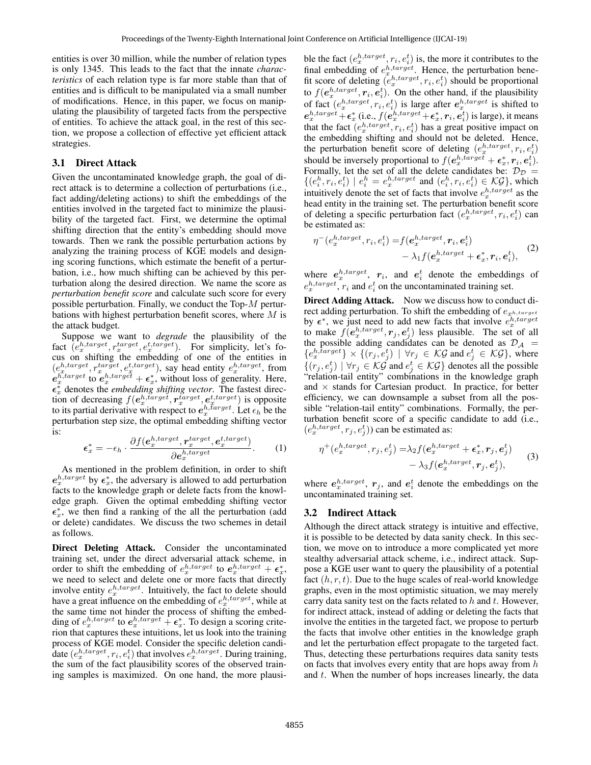entities is over 30 million, while the number of relation types is only 1345. This leads to the fact that the innate *characteristics* of each relation type is far more stable than that of entities and is difficult to be manipulated via a small number of modifications. Hence, in this paper, we focus on manipulating the plausibility of targeted facts from the perspective of entities. To achieve the attack goal, in the rest of this section, we propose a collection of effective yet efficient attack strategies.

### 3.1 Direct Attack

Given the uncontaminated knowledge graph, the goal of direct attack is to determine a collection of perturbations (i.e., fact adding/deleting actions) to shift the embeddings of the entities involved in the targeted fact to minimize the plausibility of the targeted fact. First, we determine the optimal shifting direction that the entity's embedding should move towards. Then we rank the possible perturbation actions by analyzing the training process of KGE models and designing scoring functions, which estimate the benefit of a perturbation, i.e., how much shifting can be achieved by this perturbation along the desired direction. We name the score as *perturbation benefit score* and calculate such score for every possible perturbation. Finally, we conduct the Top-$M$ perturbations with highest perturbation benefit scores, where $M$ is the attack budget.

Suppose we want to *degrade* the plausibility of the fact $(e_x^{h,target}, r_x^{target}, e_x^{t,target})$. For simplicity, let's focus on shifting the embedding of one of the entities in $(e_x^{h,target}, r_x^{target}, e_x^{t,target})$, say head entity $e_x^{h,target}$, from $\boldsymbol{e}_x^{h,target}$ to $\boldsymbol{e}_x^{h,target} + \boldsymbol{\epsilon}_x^*$, without loss of generality. Here, $\boldsymbol{\epsilon}_x^*$ denotes the *embedding shifting vector*. The fastest direction of decreasing $f(\boldsymbol{e}_x^{h,target}, \boldsymbol{r}_x^{target}, \boldsymbol{e}_x^{t,target})$ is opposite to its partial derivative with respect to $\boldsymbol{e}_x^{h,target}$. Let $\epsilon_h$ be the perturbation step size, the optimal embedding shifting vector is:

$$\boldsymbol{\epsilon}_x^* = -\epsilon_h \cdot \frac{\partial f(\boldsymbol{e}_x^{h,target}, \boldsymbol{r}_x^{target}, \boldsymbol{e}_x^{t,target})}{\partial \boldsymbol{e}_x^{h,target}}. \tag{1}$$

As mentioned in the problem definition, in order to shift $\boldsymbol{e}_x^{h,target}$ by $\boldsymbol{\epsilon}_x^*$, the adversary is allowed to add perturbation facts to the knowledge graph or delete facts from the knowledge graph. Given the optimal embedding shifting vector $\boldsymbol{\epsilon}_x^*$, we then find a ranking of the all the perturbation (add or delete) candidates. We discuss the two schemes in detail as follows.

**Direct Deleting Attack.** Consider the uncontaminated training set, under the direct adversarial attack scheme, in order to shift the embedding of $e_x^{h,target}$ to $\boldsymbol{e}_x^{h,target} + \boldsymbol{\epsilon}_x^*$, we need to select and delete one or more facts that directly involve entity $e_x^{h,target}$. Intuitively, the fact to delete should have a great influence on the embedding of $e_x^{h,target}$, while at the same time not hinder the process of shifting the embedding of $e_x^{h,target}$ to $\boldsymbol{e}_x^{h,target} + \boldsymbol{\epsilon}_x^*$. To design a scoring criterion that captures these intuitions, let us look into the training process of KGE model. Consider the specific deletion candidate $(e_x^{h,target}, r_i, e_i^t)$ that involves $e_x^{h,target}$. During training, the sum of the fact plausibility scores of the observed training samples is maximized. On one hand, the more plausible the fact $(e_x^{h,target}, r_i, e_i^t)$ is, the more it contributes to the final embedding of $e_x^{h,target}$. Hence, the perturbation benefit score of deleting $(e_x^{h,target}, r_i, e_i^t)$ should be proportional to $f(\boldsymbol{e}_x^{h,target}, \boldsymbol{r}_i, \boldsymbol{e}_i^t)$. On the other hand, if the plausibility of fact $(e_x^{h,target}, r_i, e_i^t)$ is large after $e_x^{h,target}$ is shifted to $\boldsymbol{e}_x^{h,target} + \boldsymbol{\epsilon}_x^*$ (i.e., $f(\boldsymbol{e}_x^{h,target} + \boldsymbol{\epsilon}_x^*, \boldsymbol{r}_i, \boldsymbol{e}_i^t)$ is large), it means that the fact $(e_x^{h,target}, r_i, e_i^t)$ has a great positive impact on the embedding shifting and should not be deleted. Hence, the perturbation benefit score of deleting $(e_x^{h,target}, r_i, e_i^t)$ should be inversely proportional to $f(\boldsymbol{e}_x^{h,target} + \boldsymbol{\epsilon}_x^*, \boldsymbol{r}_i, \boldsymbol{e}_i^t)$. Formally, let the set of all the delete candidates be: $\mathcal{D}_{\mathcal{D}} = \{(e_i^h, r_i, e_i^t) \mid e_i^h = e_x^{h,target} \text{ and } (e_i^h, r_i, e_i^t) \in \mathcal{KG}\}$, which intuitively denote the set of facts that involve $e_x^{h,target}$ as the head entity in the training set. The perturbation benefit score of deleting a specific perturbation fact $(e_x^{h,target}, r_i, e_i^t)$ can be estimated as:

$$\begin{aligned}\eta^-(e_x^{h,target}, r_i, e_i^t) = &f(\boldsymbol{e}_x^{h,target}, \boldsymbol{r}_i, \boldsymbol{e}_i^t) \\ &- \lambda_1 f(\boldsymbol{e}_x^{h,target} + \boldsymbol{\epsilon}_x^*, \boldsymbol{r}_i, \boldsymbol{e}_i^t),\end{aligned} \tag{2}$$

where $\boldsymbol{e}_x^{h,target}$, $\boldsymbol{r}_i$, and $\boldsymbol{e}_i^t$ denote the embeddings of $e_x^{h,target}$, $r_i$ and $e_i^t$ on the uncontaminated training set.

**Direct Adding Attack.** Now we discuss how to conduct direct adding perturbation. To shift the embedding of $e_{x^{h,target}}$ by $\boldsymbol{\epsilon}^*$, we just need to add new facts that involve $e_x^{h,target}$ to make $f(\boldsymbol{e}_x^{h,target}, \boldsymbol{r}_j, \boldsymbol{e}_j^t)$ less plausible. The set of all the possible adding candidates can be denoted as $\mathcal{D}_{\mathcal{A}} = \{e_x^{h,target}\} \times \{(r_j, e_j^t) \mid \forall r_j \in \mathcal{KG} \text{ and } e_j^t \in \mathcal{KG}\}$, where $\{(r_j, e_j^t) \mid \forall r_j \in \mathcal{KG} \text{ and } e_j^t \in \mathcal{KG}\}$ denotes all the possible "relation-tail entity" combinations in the knowledge graph and $\times$ stands for Cartesian product. In practice, for better efficiency, we can downsample a subset from all the possible "relation-tail entity" combinations. Formally, the perturbation benefit score of a specific candidate to add (i.e., $(e_x^{h,target}, r_j, e_j^t)$) can be estimated as:

$$\begin{aligned}\eta^+(e_x^{h,target}, r_j, e_j^t) = &\lambda_2 f(\boldsymbol{e}_x^{h,target} + \boldsymbol{\epsilon}_x^*, \boldsymbol{r}_j, \boldsymbol{e}_j^t) \\ &- \lambda_3 f(\boldsymbol{e}_x^{h,target}, \boldsymbol{r}_j, \boldsymbol{e}_j^t),\end{aligned} \tag{3}$$

where $\boldsymbol{e}_x^{h,target}$, $\boldsymbol{r}_j$, and $\boldsymbol{e}_i^t$ denote the embeddings on the uncontaminated training set.

### 3.2 Indirect Attack

Although the direct attack strategy is intuitive and effective, it is possible to be detected by data sanity check. In this section, we move on to introduce a more complicated yet more stealthy adversarial attack scheme, i.e., indirect attack. Suppose a KGE user want to query the plausibility of a potential fact $(h, r, t)$. Due to the huge scales of real-world knowledge graphs, even in the most optimistic situation, we may merely carry data sanity test on the facts related to $h$ and $t$. However, for indirect attack, instead of adding or deleting the facts that involve the entities in the targeted fact, we propose to perturb the facts that involve other entities in the knowledge graph and let the perturbation effect propagate to the targeted fact. Thus, detecting these perturbations requires data sanity tests on facts that involves every entity that are hops away from $h$ and $t$. When the number of hops increases linearly, the data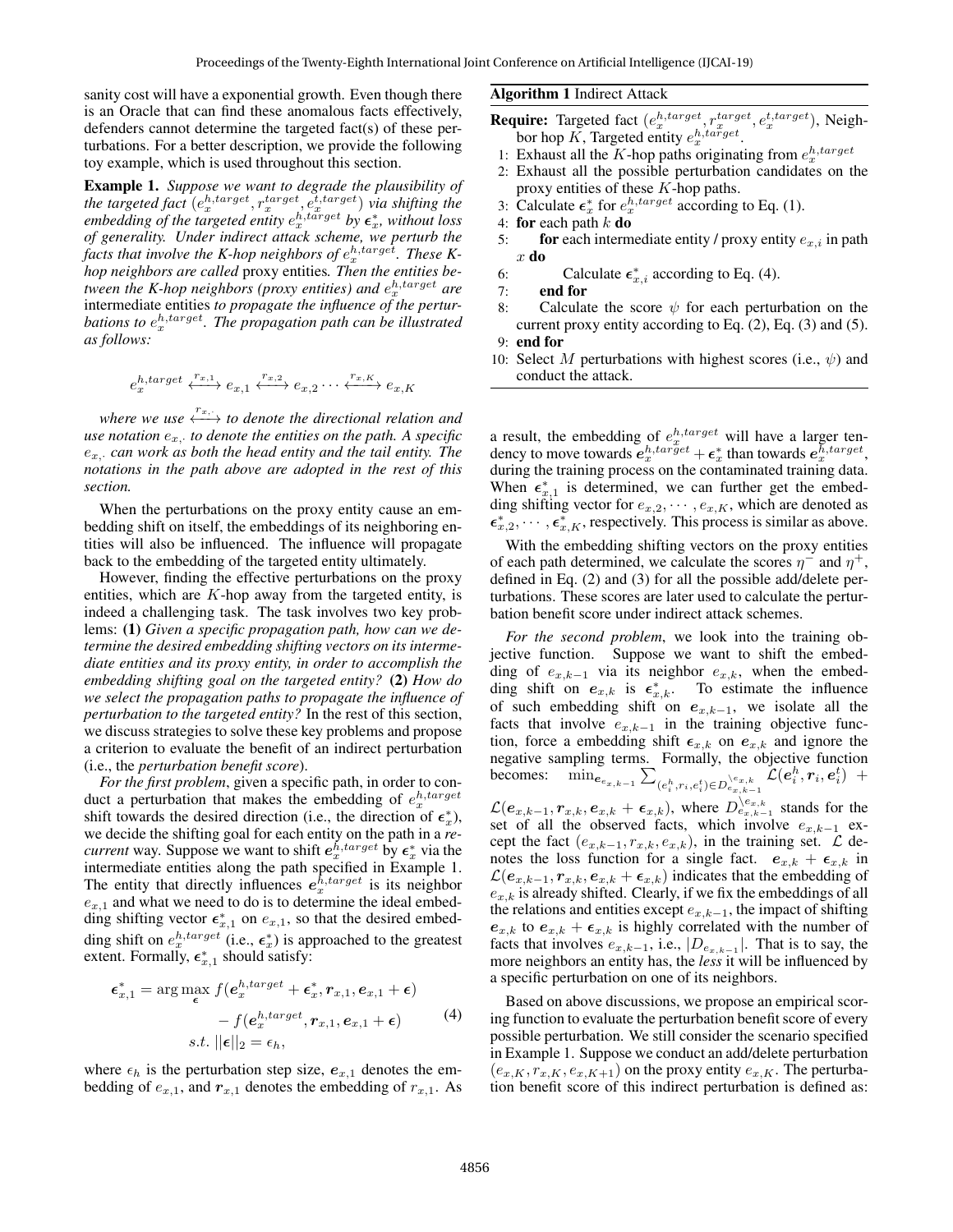sanity cost will have a exponential growth. Even though there is an Oracle that can find these anomalous facts effectively, defenders cannot determine the targeted fact(s) of these perturbations. For a better description, we provide the following toy example, which is used throughout this section.

**Example 1.** *Suppose we want to degrade the plausibility of the targeted fact $(e_x^{h,target}, r_x^{target}, e_x^{t,target})$ via shifting the embedding of the targeted entity $e_x^{h,target}$ by $\boldsymbol{\epsilon}_x^*$, without loss of generality. Under indirect attack scheme, we perturb the facts that involve the K-hop neighbors of $e_x^{h,target}$. These K-hop neighbors are called* proxy entities*. Then the entities between the K-hop neighbors (proxy entities) and $e_x^{h,target}$ are* intermediate entities *to propagate the influence of the perturbations to $e_x^{h,target}$. The propagation path can be illustrated as follows:*

$$e_x^{h,target} \xleftrightarrow{r_{x,1}} e_{x,1} \xleftrightarrow{r_{x,2}} e_{x,2} \cdots \xleftrightarrow{r_{x,K}} e_{x,K}$$

*where we use $\xleftrightarrow{r_{x,\cdot}}$ to denote the directional relation and use notation $e_{x,\cdot}$ to denote the entities on the path. A specific $e_{x,\cdot}$ can work as both the head entity and the tail entity. The notations in the path above are adopted in the rest of this section.*

When the perturbations on the proxy entity cause an embedding shift on itself, the embeddings of its neighboring entities will also be influenced. The influence will propagate back to the embedding of the targeted entity ultimately.

However, finding the effective perturbations on the proxy entities, which are $K$-hop away from the targeted entity, is indeed a challenging task. The task involves two key problems: **(1)** *Given a specific propagation path, how can we determine the desired embedding shifting vectors on its intermediate entities and its proxy entity, in order to accomplish the embedding shifting goal on the targeted entity?* **(2)** *How do we select the propagation paths to propagate the influence of perturbation to the targeted entity?* In the rest of this section, we discuss strategies to solve these key problems and propose a criterion to evaluate the benefit of an indirect perturbation (i.e., the *perturbation benefit score*).

*For the first problem*, given a specific path, in order to conduct a perturbation that makes the embedding of $e_x^{h,target}$ shift towards the desired direction (i.e., the direction of $\boldsymbol{\epsilon}_x^*$), we decide the shifting goal for each entity on the path in a *recurrent* way. Suppose we want to shift $\boldsymbol{e}_x^{h,target}$ by $\boldsymbol{\epsilon}_x^*$ via the intermediate entities along the path specified in Example 1. The entity that directly influences $\boldsymbol{e}_x^{h,target}$ is its neighbor $e_{x,1}$ and what we need to do is to determine the ideal embedding shifting vector $\boldsymbol{\epsilon}_{x,1}^*$ on $e_{x,1}$, so that the desired embedding shift on $e_x^{h,target}$ (i.e., $\boldsymbol{\epsilon}_x^*$) is approached to the greatest extent. Formally, $\boldsymbol{\epsilon}_{x,1}^*$ should satisfy:

$$\begin{aligned} \boldsymbol{\epsilon}_{x,1}^* = \arg\max_{\boldsymbol{\epsilon}} \ & f(\boldsymbol{e}_x^{h,target} + \boldsymbol{\epsilon}_x^*, \boldsymbol{r}_{x,1}, \boldsymbol{e}_{x,1} + \boldsymbol{\epsilon}) \\ & - f(\boldsymbol{e}_x^{h,target}, \boldsymbol{r}_{x,1}, \boldsymbol{e}_{x,1} + \boldsymbol{\epsilon}) \\ s.t. \ & ||\boldsymbol{\epsilon}||_2 = \epsilon_h, \end{aligned} \tag{4}$$

where $\epsilon_h$ is the perturbation step size, $\boldsymbol{e}_{x,1}$ denotes the embedding of $e_{x,1}$, and $\boldsymbol{r}_{x,1}$ denotes the embedding of $r_{x,1}$. As a result, the embedding of $e_x^{h,target}$ will have a larger tendency to move towards $\boldsymbol{e}_x^{h,target} + \boldsymbol{\epsilon}_x^*$ than towards $\boldsymbol{e}_x^{h,target}$, during the training process on the contaminated training data. When $\boldsymbol{\epsilon}_{x,1}^*$ is determined, we can further get the embedding shifting vector for $e_{x,2}, \cdots, e_{x,K}$, which are denoted as $\boldsymbol{\epsilon}_{x,2}^*, \cdots, \boldsymbol{\epsilon}_{x,K}^*$, respectively. This process is similar as above.

With the embedding shifting vectors on the proxy entities of each path determined, we calculate the scores $\eta^-$ and $\eta^+$, defined in Eq. (2) and (3) for all the possible add/delete perturbations. These scores are later used to calculate the perturbation benefit score under indirect attack schemes.

*For the second problem*, we look into the training objective function. Suppose we want to shift the embedding of $e_{x,k-1}$ via its neighbor $e_{x,k}$, when the embedding shift on $\boldsymbol{e}_{x,k}$ is $\boldsymbol{\epsilon}_{x,k}^*$. To estimate the influence of such embedding shift on $\boldsymbol{e}_{x,k-1}$, we isolate all the facts that involve $e_{x,k-1}$ in the training objective function, force a embedding shift $\boldsymbol{\epsilon}_{x,k}$ on $\boldsymbol{e}_{x,k}$ and ignore the negative sampling terms. Formally, the objective function becomes: $\min_{\boldsymbol{e}_{x,k-1}} \sum_{(e_i^h, r_i, e_i^t) \in D_{e_{x,k-1}}^{\setminus e_{x,k}}} \mathcal{L}(\boldsymbol{e}_i^h, \boldsymbol{r}_i, \boldsymbol{e}_i^t) + \mathcal{L}(\boldsymbol{e}_{x,k-1}, \boldsymbol{r}_{x,k}, \boldsymbol{e}_{x,k} + \boldsymbol{\epsilon}_{x,k})$, where $D_{e_{x,k-1}}^{\setminus e_{x,k}}$ stands for the set of all the observed facts, which involve $e_{x,k-1}$ except the fact $(e_{x,k-1}, r_{x,k}, e_{x,k})$, in the training set. $\mathcal{L}$ denotes the loss function for a single fact. $\boldsymbol{e}_{x,k} + \boldsymbol{\epsilon}_{x,k}$ in $\mathcal{L}(\boldsymbol{e}_{x,k-1}, \boldsymbol{r}_{x,k}, \boldsymbol{e}_{x,k} + \boldsymbol{\epsilon}_{x,k})$ indicates that the embedding of $e_{x,k}$ is already shifted. Clearly, if we fix the embeddings of all the relations and entities except $e_{x,k-1}$, the impact of shifting $\boldsymbol{e}_{x,k}$ to $\boldsymbol{e}_{x,k} + \boldsymbol{\epsilon}_{x,k}$ is highly correlated with the number of facts that involves $e_{x,k-1}$, i.e., $|D_{e_{x,k-1}}|$. That is to say, the more neighbors an entity has, the *less* it will be influenced by a specific perturbation on one of its neighbors.

Based on above discussions, we propose an empirical scoring function to evaluate the perturbation benefit score of every possible perturbation. We still consider the scenario specified in Example 1. Suppose we conduct an add/delete perturbation $(e_{x,K}, r_{x,K}, e_{x,K+1})$ on the proxy entity $e_{x,K}$. The perturbation benefit score of this indirect perturbation is defined as:

---

**Algorithm 1** Indirect Attack

**Require:** Targeted fact $(e_x^{h,target}, r_x^{target}, e_x^{t,target})$, Neighbor hop $K$, Targeted entity $e_x^{h,target}$.

1: Exhaust all the $K$-hop paths originating from $e_x^{h,target}$
2: Exhaust all the possible perturbation candidates on the proxy entities of these $K$-hop paths.
3: Calculate $\boldsymbol{\epsilon}_x^*$ for $e_x^{h,target}$ according to Eq. (1).
4: **for** each path $k$ **do**
5: &nbsp;&nbsp;&nbsp;&nbsp;**for** each intermediate entity / proxy entity $e_{x,i}$ in path $x$ **do**
6: &nbsp;&nbsp;&nbsp;&nbsp;&nbsp;&nbsp;&nbsp;&nbsp;Calculate $\boldsymbol{\epsilon}_{x,i}^*$ according to Eq. (4).
7: &nbsp;&nbsp;&nbsp;&nbsp;**end for**
8: &nbsp;&nbsp;&nbsp;&nbsp;Calculate the score $\psi$ for each perturbation on the current proxy entity according to Eq. (2), Eq. (3) and (5).
9: **end for**
10: Select $M$ perturbations with highest scores (i.e., $\psi$) and conduct the attack.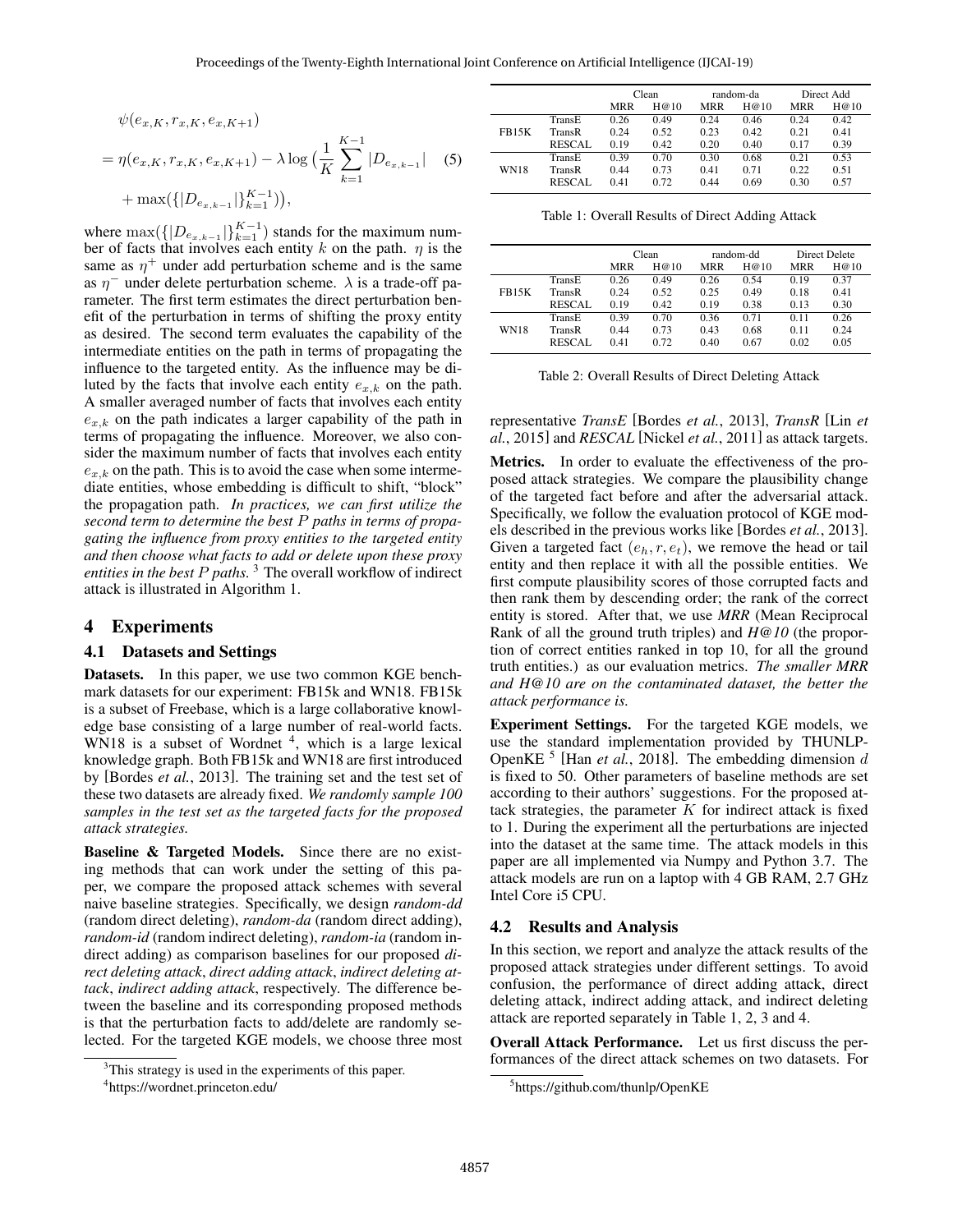$$
\begin{aligned}
&\psi(e_{x,K}, r_{x,K}, e_{x,K+1}) \\
&= \eta(e_{x,K}, r_{x,K}, e_{x,K+1}) - \lambda \log\big(\frac{1}{K}\sum_{k=1}^{K-1}|D_{e_{x,k-1}}| \\
&\quad + \max(\{|D_{e_{x,k-1}}|\}_{k=1}^{K-1})\big),
\end{aligned} \tag{5}
$$

where $\max(\{|D_{e_{x,k-1}}|\}_{k=1}^{K-1})$ stands for the maximum number of facts that involves each entity $k$ on the path. $\eta$ is the same as $\eta^+$ under add perturbation scheme and is the same as $\eta^-$ under delete perturbation scheme. $\lambda$ is a trade-off parameter. The first term estimates the direct perturbation benefit of the perturbation in terms of shifting the proxy entity as desired. The second term evaluates the capability of the intermediate entities on the path in terms of propagating the influence to the targeted entity. As the influence may be diluted by the facts that involve each entity $e_{x,k}$ on the path. A smaller averaged number of facts that involves each entity $e_{x,k}$ on the path indicates a larger capability of the path in terms of propagating the influence. Moreover, we also consider the maximum number of facts that involves each entity $e_{x,k}$ on the path. This is to avoid the case when some intermediate entities, whose embedding is difficult to shift, "block" the propagation path. *In practices, we can first utilize the second term to determine the best $P$ paths in terms of propagating the influence from proxy entities to the targeted entity and then choose what facts to add or delete upon these proxy entities in the best $P$ paths.* [3] The overall workflow of indirect attack is illustrated in Algorithm 1.

# 4 Experiments

## 4.1 Datasets and Settings

**Datasets.** In this paper, we use two common KGE benchmark datasets for our experiment: FB15k and WN18. FB15k is a subset of Freebase, which is a large collaborative knowledge base consisting of a large number of real-world facts. WN18 is a subset of Wordnet [4], which is a large lexical knowledge graph. Both FB15k and WN18 are first introduced by [Bordes *et al.*, 2013]. The training set and the test set of these two datasets are already fixed. *We randomly sample 100 samples in the test set as the targeted facts for the proposed attack strategies.*

**Baseline & Targeted Models.** Since there are no existing methods that can work under the setting of this paper, we compare the proposed attack schemes with several naive baseline strategies. Specifically, we design *random-dd* (random direct deleting), *random-da* (random direct adding), *random-id* (random indirect deleting), *random-ia* (random indirect adding) as comparison baselines for our proposed *direct deleting attack*, *direct adding attack*, *indirect deleting attack*, *indirect adding attack*, respectively. The difference between the baseline and its corresponding proposed methods is that the perturbation facts to add/delete are randomly selected. For the targeted KGE models, we choose three most representative *TransE* [Bordes *et al.*, 2013], *TransR* [Lin *et al.*, 2015] and *RESCAL* [Nickel *et al.*, 2011] as attack targets.

[3] This strategy is used in the experiments of this paper.

[4] https://wordnet.princeton.edu/

| | | Clean | | random-da | | Direct Add | |
|---|---|---|---|---|---|---|---|
| | | MRR | H@10 | MRR | H@10 | MRR | H@10 |
| FB15K | TransE | 0.26 | 0.49 | 0.24 | 0.46 | 0.24 | 0.42 |
| | TransR | 0.24 | 0.52 | 0.23 | 0.42 | 0.21 | 0.41 |
| | RESCAL | 0.19 | 0.42 | 0.20 | 0.40 | 0.17 | 0.39 |
| WN18 | TransE | 0.39 | 0.70 | 0.30 | 0.68 | 0.21 | 0.53 |
| | TransR | 0.44 | 0.73 | 0.41 | 0.71 | 0.22 | 0.51 |
| | RESCAL | 0.41 | 0.72 | 0.44 | 0.69 | 0.30 | 0.57 |

Table 1: Overall Results of Direct Adding Attack

| | | Clean | | random-dd | | Direct Delete | |
|---|---|---|---|---|---|---|---|
| | | MRR | H@10 | MRR | H@10 | MRR | H@10 |
| FB15K | TransE | 0.26 | 0.49 | 0.26 | 0.54 | 0.19 | 0.37 |
| | TransR | 0.24 | 0.52 | 0.25 | 0.49 | 0.18 | 0.41 |
| | RESCAL | 0.19 | 0.42 | 0.19 | 0.38 | 0.13 | 0.30 |
| WN18 | TransE | 0.39 | 0.70 | 0.36 | 0.71 | 0.11 | 0.26 |
| | TransR | 0.44 | 0.73 | 0.43 | 0.68 | 0.11 | 0.24 |
| | RESCAL | 0.41 | 0.72 | 0.40 | 0.67 | 0.02 | 0.05 |

Table 2: Overall Results of Direct Deleting Attack

**Metrics.** In order to evaluate the effectiveness of the proposed attack strategies. We compare the plausibility change of the targeted fact before and after the adversarial attack. Specifically, we follow the evaluation protocol of KGE models described in the previous works like [Bordes *et al.*, 2013]. Given a targeted fact $(e_h, r, e_t)$, we remove the head or tail entity and then replace it with all the possible entities. We first compute plausibility scores of those corrupted facts and then rank them by descending order; the rank of the correct entity is stored. After that, we use *MRR* (Mean Reciprocal Rank of all the ground truth triples) and *H@10* (the proportion of correct entities ranked in top 10, for all the ground truth entities.) as our evaluation metrics. *The smaller MRR and H@10 are on the contaminated dataset, the better the attack performance is.*

**Experiment Settings.** For the targeted KGE models, we use the standard implementation provided by THUNLP-OpenKE [5] [Han *et al.*, 2018]. The embedding dimension $d$ is fixed to 50. Other parameters of baseline methods are set according to their authors' suggestions. For the proposed attack strategies, the parameter $K$ for indirect attack is fixed to 1. During the experiment all the perturbations are injected into the dataset at the same time. The attack models in this paper are all implemented via Numpy and Python 3.7. The attack models are run on a laptop with 4 GB RAM, 2.7 GHz Intel Core i5 CPU.

## 4.2 Results and Analysis

In this section, we report and analyze the attack results of the proposed attack strategies under different settings. To avoid confusion, the performance of direct adding attack, direct deleting attack, indirect adding attack, and indirect deleting attack are reported separately in Table 1, 2, 3 and 4.

**Overall Attack Performance.** Let us first discuss the performances of the direct attack schemes on two datasets. For

[5] https://github.com/thunlp/OpenKE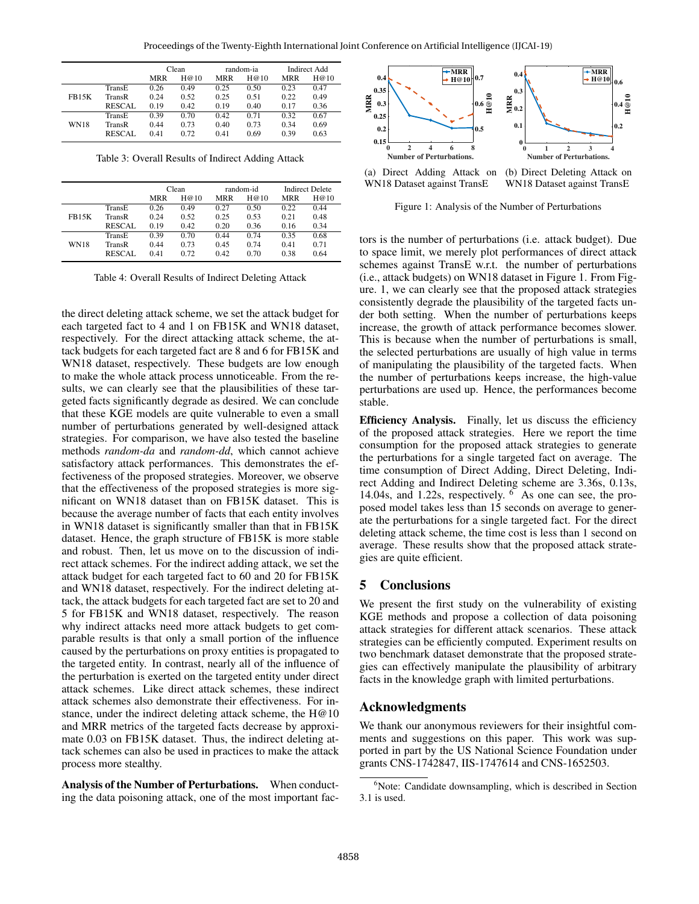| | | Clean | | random-ia | | Indirect Add | |
|---|---|---|---|---|---|---|---|
| | | MRR | H@10 | MRR | H@10 | MRR | H@10 |
| FB15K | TransE | 0.26 | 0.49 | 0.25 | 0.50 | 0.23 | 0.47 |
| | TransR | 0.24 | 0.52 | 0.25 | 0.51 | 0.22 | 0.49 |
| | RESCAL | 0.19 | 0.42 | 0.19 | 0.40 | 0.17 | 0.36 |
| WN18 | TransE | 0.39 | 0.70 | 0.42 | 0.71 | 0.32 | 0.67 |
| | TransR | 0.44 | 0.73 | 0.40 | 0.73 | 0.34 | 0.69 |
| | RESCAL | 0.41 | 0.72 | 0.41 | 0.69 | 0.39 | 0.63 |

Table 3: Overall Results of Indirect Adding Attack

| | | Clean | | random-id | | Indirect Delete | |
|---|---|---|---|---|---|---|---|
| | | MRR | H@10 | MRR | H@10 | MRR | H@10 |
| FB15K | TransE | 0.26 | 0.49 | 0.27 | 0.50 | 0.22 | 0.44 |
| | TransR | 0.24 | 0.52 | 0.25 | 0.53 | 0.21 | 0.48 |
| | RESCAL | 0.19 | 0.42 | 0.20 | 0.36 | 0.16 | 0.34 |
| WN18 | TransE | 0.39 | 0.70 | 0.44 | 0.74 | 0.35 | 0.68 |
| | TransR | 0.44 | 0.73 | 0.45 | 0.74 | 0.41 | 0.71 |
| | RESCAL | 0.41 | 0.72 | 0.42 | 0.70 | 0.38 | 0.64 |

Table 4: Overall Results of Indirect Deleting Attack

the direct deleting attack scheme, we set the attack budget for each targeted fact to 4 and 1 on FB15K and WN18 dataset, respectively. For the direct attacking attack scheme, the attack budgets for each targeted fact are 8 and 6 for FB15K and WN18 dataset, respectively. These budgets are low enough to make the whole attack process unnoticeable. From the results, we can clearly see that the plausibilities of these targeted facts significantly degrade as desired. We can conclude that these KGE models are quite vulnerable to even a small number of perturbations generated by well-designed attack strategies. For comparison, we have also tested the baseline methods *random-da* and *random-dd*, which cannot achieve satisfactory attack performances. This demonstrates the effectiveness of the proposed strategies. Moreover, we observe that the effectiveness of the proposed strategies is more significant on WN18 dataset than on FB15K dataset. This is because the average number of facts that each entity involves in WN18 dataset is significantly smaller than that in FB15K dataset. Hence, the graph structure of FB15K is more stable and robust. Then, let us move on to the discussion of indirect attack schemes. For the indirect adding attack, we set the attack budget for each targeted fact to 60 and 20 for FB15K and WN18 dataset, respectively. For the indirect deleting attack, the attack budgets for each targeted fact are set to 20 and 5 for FB15K and WN18 dataset, respectively. The reason why indirect attacks need more attack budgets to get comparable results is that only a small portion of the influence caused by the perturbations on proxy entities is propagated to the targeted entity. In contrast, nearly all of the influence of the perturbation is exerted on the targeted entity under direct attack schemes. Like direct attack schemes, these indirect attack schemes also demonstrate their effectiveness. For instance, under the indirect deleting attack scheme, the H@10 and MRR metrics of the targeted facts decrease by approximate 0.03 on FB15K dataset. Thus, the indirect deleting attack schemes can also be used in practices to make the attack process more stealthy.

**Analysis of the Number of Perturbations.** When conducting the data poisoning attack, one of the most important factors is the number of perturbations (i.e. attack budget). Due to space limit, we merely plot performances of direct attack schemes against TransE w.r.t. the number of perturbations (i.e., attack budgets) on WN18 dataset in Figure 1. From Figure. 1, we can clearly see that the proposed attack strategies consistently degrade the plausibility of the targeted facts under both setting. When the number of perturbations keeps increase, the growth of attack performance becomes slower. This is because when the number of perturbations is small, the selected perturbations are usually of high value in terms of manipulating the plausibility of the targeted facts. When the number of perturbations keeps increase, the high-value perturbations are used up. Hence, the performances become stable.

(a) Direct Adding Attack on WN18 Dataset against TransE

(b) Direct Deleting Attack on WN18 Dataset against TransE

Figure 1: Analysis of the Number of Perturbations

**Efficiency Analysis.** Finally, let us discuss the efficiency of the proposed attack strategies. Here we report the time consumption for the proposed attack strategies to generate the perturbations for a single targeted fact on average. The time consumption of Direct Adding, Direct Deleting, Indirect Adding and Indirect Deleting scheme are 3.36s, 0.13s, 14.04s, and 1.22s, respectively. [6] As one can see, the proposed model takes less than 15 seconds on average to generate the perturbations for a single targeted fact. For the direct deleting attack scheme, the time cost is less than 1 second on average. These results show that the proposed attack strategies are quite efficient.

## 5 Conclusions

We present the first study on the vulnerability of existing KGE methods and propose a collection of data poisoning attack strategies for different attack scenarios. These attack strategies can be efficiently computed. Experiment results on two benchmark dataset demonstrate that the proposed strategies can effectively manipulate the plausibility of arbitrary facts in the knowledge graph with limited perturbations.

## Acknowledgments

We thank our anonymous reviewers for their insightful comments and suggestions on this paper. This work was supported in part by the US National Science Foundation under grants CNS-1742847, IIS-1747614 and CNS-1652503.

[6] Note: Candidate downsampling, which is described in Section 3.1 is used.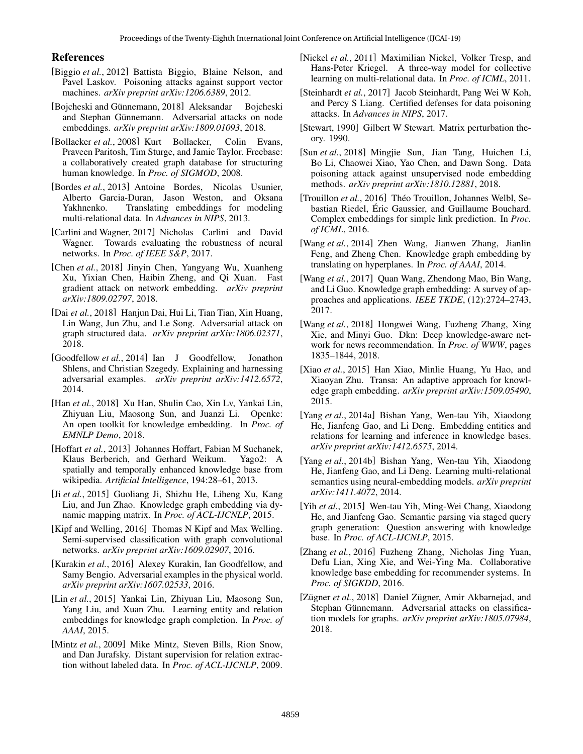## References

[Biggio *et al.*, 2012] Battista Biggio, Blaine Nelson, and Pavel Laskov. Poisoning attacks against support vector machines. *arXiv preprint arXiv:1206.6389*, 2012.

[Bojcheski and Günnemann, 2018] Aleksandar Bojcheski and Stephan Günnemann. Adversarial attacks on node embeddings. *arXiv preprint arXiv:1809.01093*, 2018.

[Bollacker *et al.*, 2008] Kurt Bollacker, Colin Evans, Praveen Paritosh, Tim Sturge, and Jamie Taylor. Freebase: a collaboratively created graph database for structuring human knowledge. In *Proc. of SIGMOD*, 2008.

[Bordes *et al.*, 2013] Antoine Bordes, Nicolas Usunier, Alberto Garcia-Duran, Jason Weston, and Oksana Yakhnenko. Translating embeddings for modeling multi-relational data. In *Advances in NIPS*, 2013.

[Carlini and Wagner, 2017] Nicholas Carlini and David Wagner. Towards evaluating the robustness of neural networks. In *Proc. of IEEE S&P*, 2017.

[Chen *et al.*, 2018] Jinyin Chen, Yangyang Wu, Xuanheng Xu, Yixian Chen, Haibin Zheng, and Qi Xuan. Fast gradient attack on network embedding. *arXiv preprint arXiv:1809.02797*, 2018.

[Dai *et al.*, 2018] Hanjun Dai, Hui Li, Tian Tian, Xin Huang, Lin Wang, Jun Zhu, and Le Song. Adversarial attack on graph structured data. *arXiv preprint arXiv:1806.02371*, 2018.

[Goodfellow *et al.*, 2014] Ian J Goodfellow, Jonathon Shlens, and Christian Szegedy. Explaining and harnessing adversarial examples. *arXiv preprint arXiv:1412.6572*, 2014.

[Han *et al.*, 2018] Xu Han, Shulin Cao, Xin Lv, Yankai Lin, Zhiyuan Liu, Maosong Sun, and Juanzi Li. Openke: An open toolkit for knowledge embedding. In *Proc. of EMNLP Demo*, 2018.

[Hoffart *et al.*, 2013] Johannes Hoffart, Fabian M Suchanek, Klaus Berberich, and Gerhard Weikum. Yago2: A spatially and temporally enhanced knowledge base from wikipedia. *Artificial Intelligence*, 194:28–61, 2013.

[Ji *et al.*, 2015] Guoliang Ji, Shizhu He, Liheng Xu, Kang Liu, and Jun Zhao. Knowledge graph embedding via dynamic mapping matrix. In *Proc. of ACL-IJCNLP*, 2015.

[Kipf and Welling, 2016] Thomas N Kipf and Max Welling. Semi-supervised classification with graph convolutional networks. *arXiv preprint arXiv:1609.02907*, 2016.

[Kurakin *et al.*, 2016] Alexey Kurakin, Ian Goodfellow, and Samy Bengio. Adversarial examples in the physical world. *arXiv preprint arXiv:1607.02533*, 2016.

[Lin *et al.*, 2015] Yankai Lin, Zhiyuan Liu, Maosong Sun, Yang Liu, and Xuan Zhu. Learning entity and relation embeddings for knowledge graph completion. In *Proc. of AAAI*, 2015.

[Mintz *et al.*, 2009] Mike Mintz, Steven Bills, Rion Snow, and Dan Jurafsky. Distant supervision for relation extraction without labeled data. In *Proc. of ACL-IJCNLP*, 2009.

[Nickel *et al.*, 2011] Maximilian Nickel, Volker Tresp, and Hans-Peter Kriegel. A three-way model for collective learning on multi-relational data. In *Proc. of ICML*, 2011.

[Steinhardt *et al.*, 2017] Jacob Steinhardt, Pang Wei W Koh, and Percy S Liang. Certified defenses for data poisoning attacks. In *Advances in NIPS*, 2017.

[Stewart, 1990] Gilbert W Stewart. Matrix perturbation theory. 1990.

[Sun *et al.*, 2018] Mingjie Sun, Jian Tang, Huichen Li, Bo Li, Chaowei Xiao, Yao Chen, and Dawn Song. Data poisoning attack against unsupervised node embedding methods. *arXiv preprint arXiv:1810.12881*, 2018.

[Trouillon *et al.*, 2016] Théo Trouillon, Johannes Welbl, Sebastian Riedel, Éric Gaussier, and Guillaume Bouchard. Complex embeddings for simple link prediction. In *Proc. of ICML*, 2016.

[Wang *et al.*, 2014] Zhen Wang, Jianwen Zhang, Jianlin Feng, and Zheng Chen. Knowledge graph embedding by translating on hyperplanes. In *Proc. of AAAI*, 2014.

[Wang *et al.*, 2017] Quan Wang, Zhendong Mao, Bin Wang, and Li Guo. Knowledge graph embedding: A survey of approaches and applications. *IEEE TKDE*, (12):2724–2743, 2017.

[Wang *et al.*, 2018] Hongwei Wang, Fuzheng Zhang, Xing Xie, and Minyi Guo. Dkn: Deep knowledge-aware network for news recommendation. In *Proc. of WWW*, pages 1835–1844, 2018.

[Xiao *et al.*, 2015] Han Xiao, Minlie Huang, Yu Hao, and Xiaoyan Zhu. Transa: An adaptive approach for knowledge graph embedding. *arXiv preprint arXiv:1509.05490*, 2015.

[Yang *et al.*, 2014a] Bishan Yang, Wen-tau Yih, Xiaodong He, Jianfeng Gao, and Li Deng. Embedding entities and relations for learning and inference in knowledge bases. *arXiv preprint arXiv:1412.6575*, 2014.

[Yang *et al.*, 2014b] Bishan Yang, Wen-tau Yih, Xiaodong He, Jianfeng Gao, and Li Deng. Learning multi-relational semantics using neural-embedding models. *arXiv preprint arXiv:1411.4072*, 2014.

[Yih *et al.*, 2015] Wen-tau Yih, Ming-Wei Chang, Xiaodong He, and Jianfeng Gao. Semantic parsing via staged query graph generation: Question answering with knowledge base. In *Proc. of ACL-IJCNLP*, 2015.

[Zhang *et al.*, 2016] Fuzheng Zhang, Nicholas Jing Yuan, Defu Lian, Xing Xie, and Wei-Ying Ma. Collaborative knowledge base embedding for recommender systems. In *Proc. of SIGKDD*, 2016.

[Zügner *et al.*, 2018] Daniel Zügner, Amir Akbarnejad, and Stephan Günnemann. Adversarial attacks on classification models for graphs. *arXiv preprint arXiv:1805.07984*, 2018.